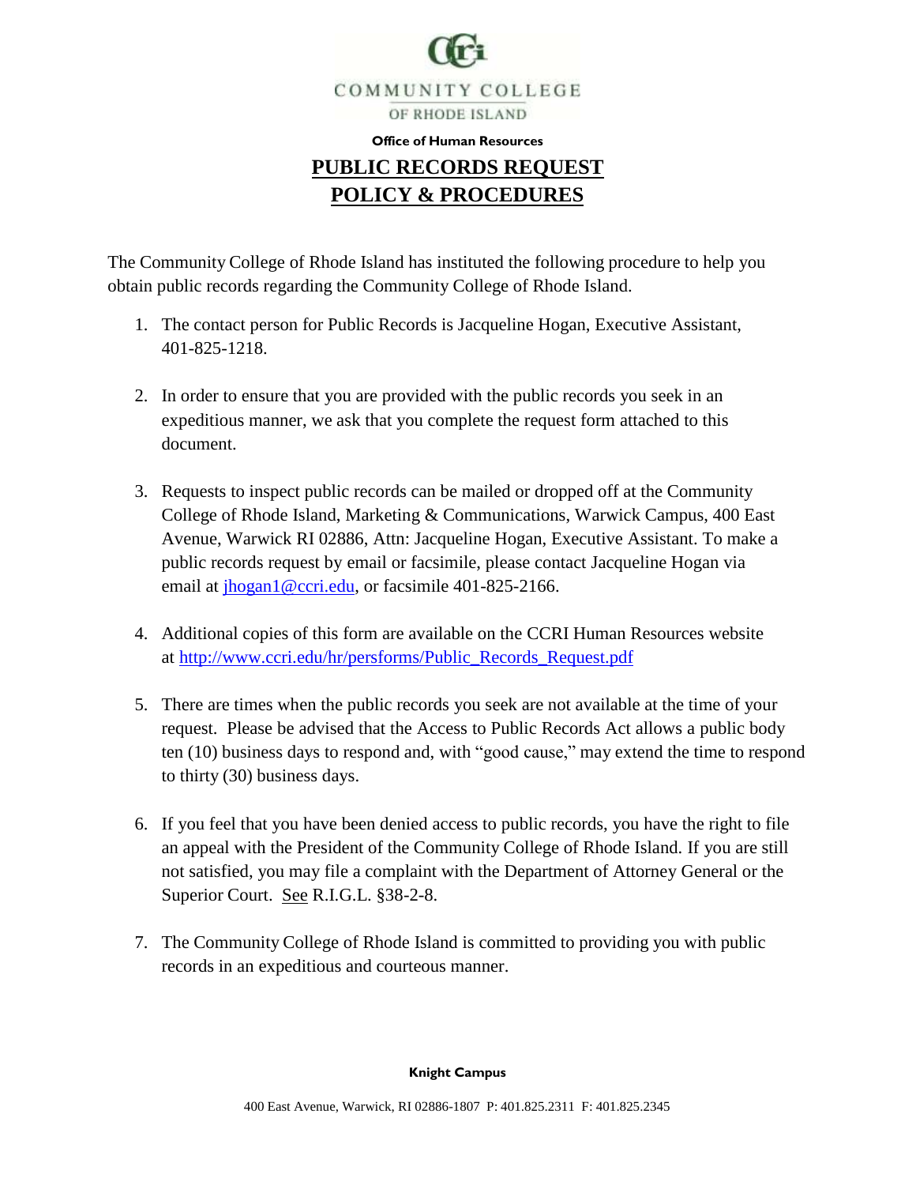COMMUNITY COLLEGE OF RHODE ISLAND

**Office of Human Resources**

# PUBLIC RECORDS REQUEST POLICY & PROCEDURES

The Community College of Rhode Island has instituted the following procedure to help you obtain public records regarding the Community College of Rhode Island.

1. The contact person for Public Records is Jacqueline Hogan, Executive Assistant, 401-825-1218.

2. In order to ensure that you are provided with the public records you seek in an expeditious manner, we ask that you complete the request form attached to this document.

3. Requests to inspect public records can be mailed or dropped off at the Community College of Rhode Island, Marketing & Communications, Warwick Campus, 400 East Avenue, Warwick RI 02886, Attn: Jacqueline Hogan, Executive Assistant. To make a public records request by email or facsimile, please contact Jacqueline Hogan via email at jhogan1@ccri.edu, or facsimile 401-825-2166.

4. Additional copies of this form are available on the CCRI Human Resources website at http://www.ccri.edu/hr/persforms/Public_Records_Request.pdf

5. There are times when the public records you seek are not available at the time of your request. Please be advised that the Access to Public Records Act allows a public body ten (10) business days to respond and, with "good cause," may extend the time to respond to thirty (30) business days.

6. If you feel that you have been denied access to public records, you have the right to file an appeal with the President of the Community College of Rhode Island. If you are still not satisfied, you may file a complaint with the Department of Attorney General or the Superior Court. See R.I.G.L. §38-2-8.

7. The Community College of Rhode Island is committed to providing you with public records in an expeditious and courteous manner.

**Knight Campus**

400 East Avenue, Warwick, RI 02886-1807 P: 401.825.2311 F: 401.825.2345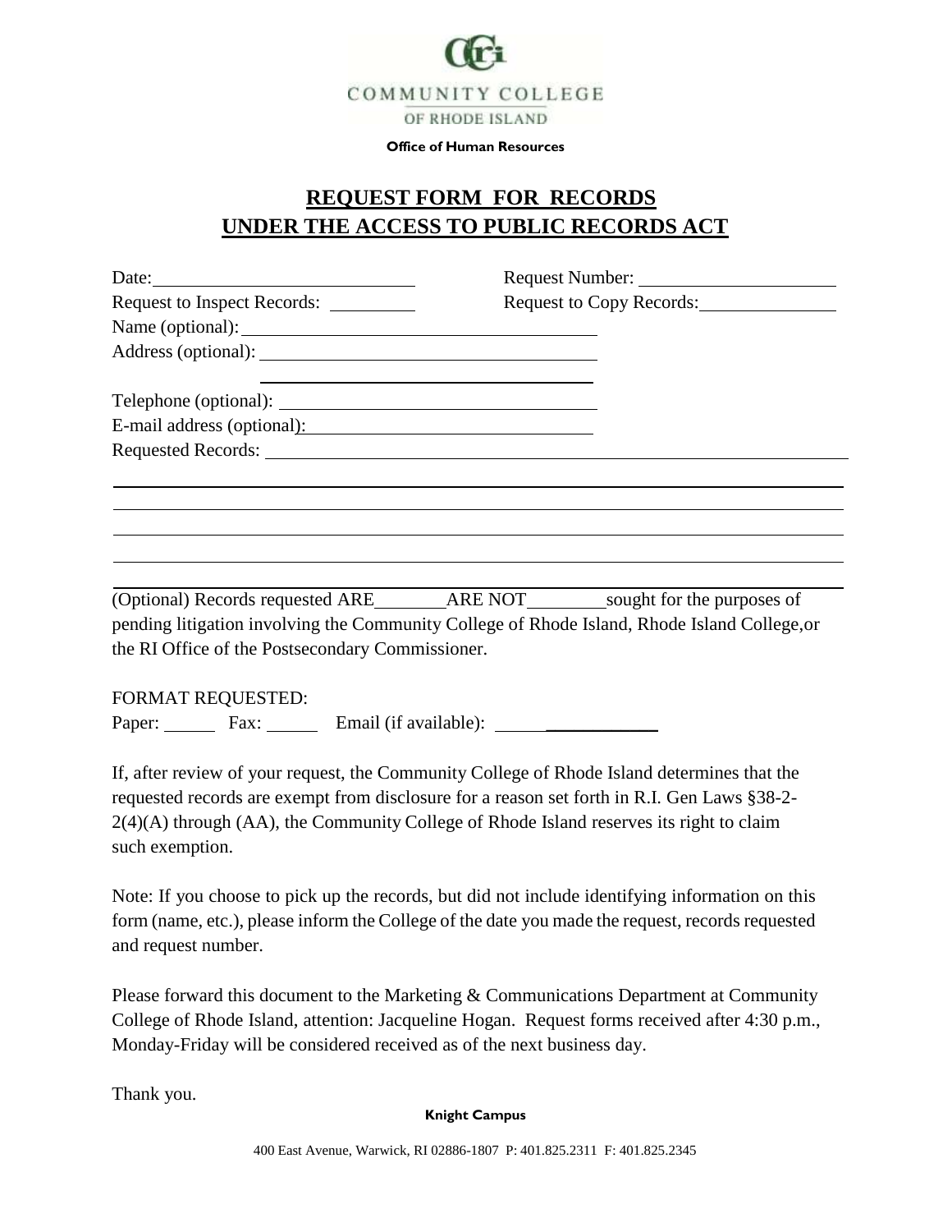COMMUNITY COLLEGE
OF RHODE ISLAND

**Office of Human Resources**

# REQUEST FORM FOR RECORDS UNDER THE ACCESS TO PUBLIC RECORDS ACT

Date: ____________________________ Request Number: ______________________

Request to Inspect Records: _________ Request to Copy Records: _______________

Name (optional): ________________________________________

Address (optional): ______________________________________

________________________________________

Telephone (optional): ____________________________________

E-mail address (optional): _________________________________

Requested Records: _______________________________________________________________

_______________________________________________________________________________

_______________________________________________________________________________

_______________________________________________________________________________

_______________________________________________________________________________

_______________________________________________________________________________

(Optional) Records requested ARE________ARE NOT_________sought for the purposes of pending litigation involving the Community College of Rhode Island, Rhode Island College,or the RI Office of the Postsecondary Commissioner.

FORMAT REQUESTED:

Paper: ______ Fax: ______ Email (if available): ______________

If, after review of your request, the Community College of Rhode Island determines that the requested records are exempt from disclosure for a reason set forth in R.I. Gen Laws §38-2-2(4)(A) through (AA), the Community College of Rhode Island reserves its right to claim such exemption.

Note: If you choose to pick up the records, but did not include identifying information on this form (name, etc.), please inform the College of the date you made the request, records requested and request number.

Please forward this document to the Marketing & Communications Department at Community College of Rhode Island, attention: Jacqueline Hogan. Request forms received after 4:30 p.m., Monday-Friday will be considered received as of the next business day.

Thank you.

**Knight Campus**

400 East Avenue, Warwick, RI 02886-1807 P: 401.825.2311 F: 401.825.2345